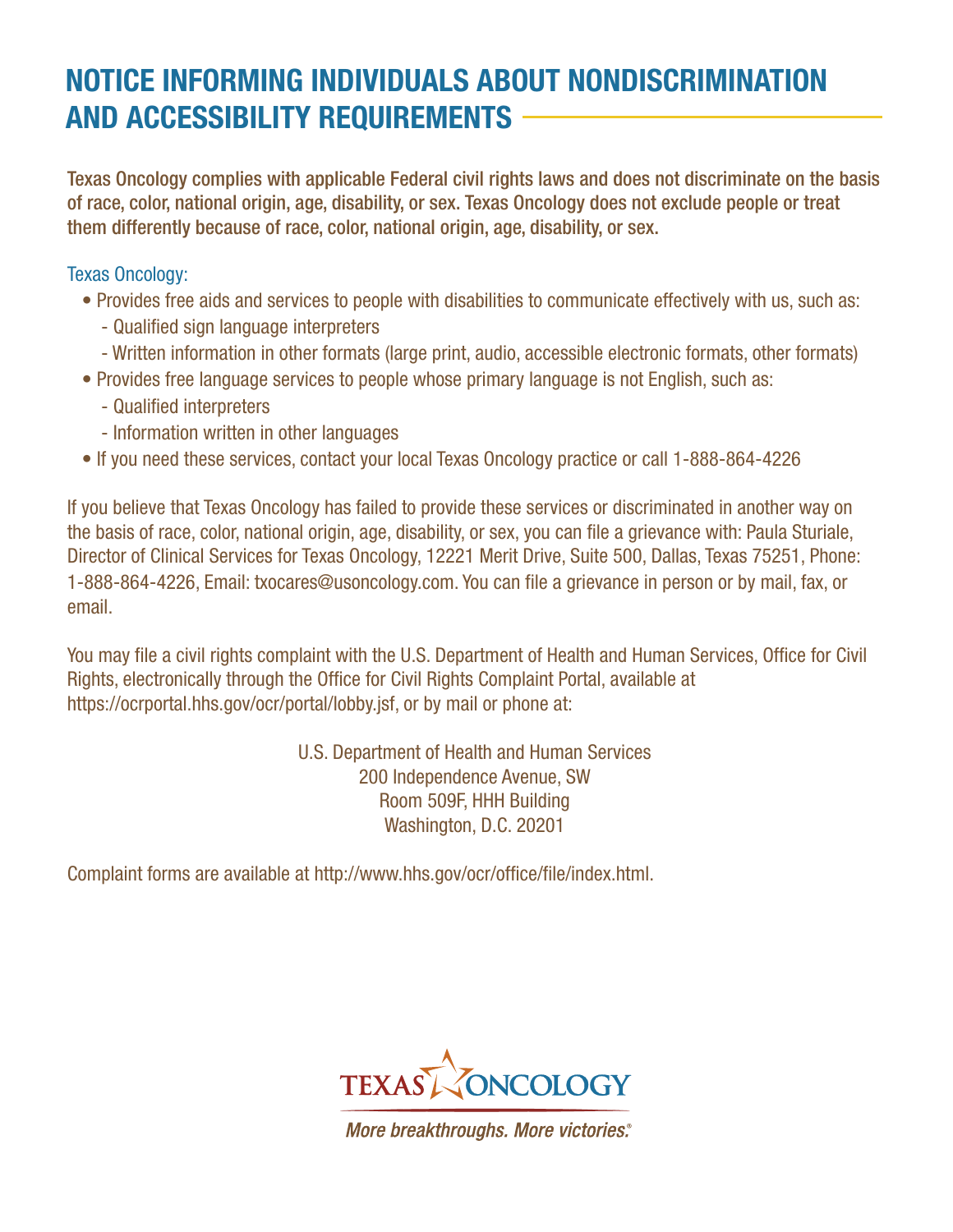# NOTICE INFORMING INDIVIDUALS ABOUT NONDISCRIMINATION AND ACCESSIBILITY REQUIREMENTS

**Texas Oncology complies with applicable Federal civil rights laws and does not discriminate on the basis of race, color, national origin, age, disability, or sex. Texas Oncology does not exclude people or treat them differently because of race, color, national origin, age, disability, or sex.**

Texas Oncology:

- Provides free aids and services to people with disabilities to communicate effectively with us, such as:
  - Qualified sign language interpreters
  - Written information in other formats (large print, audio, accessible electronic formats, other formats)
- Provides free language services to people whose primary language is not English, such as:
  - Qualified interpreters
  - Information written in other languages
- If you need these services, contact your local Texas Oncology practice or call 1-888-864-4226

If you believe that Texas Oncology has failed to provide these services or discriminated in another way on the basis of race, color, national origin, age, disability, or sex, you can file a grievance with: Paula Sturiale, Director of Clinical Services for Texas Oncology, 12221 Merit Drive, Suite 500, Dallas, Texas 75251, Phone: 1-888-864-4226, Email: txocares@usoncology.com. You can file a grievance in person or by mail, fax, or email.

You may file a civil rights complaint with the U.S. Department of Health and Human Services, Office for Civil Rights, electronically through the Office for Civil Rights Complaint Portal, available at https://ocrportal.hhs.gov/ocr/portal/lobby.jsf, or by mail or phone at:

U.S. Department of Health and Human Services
200 Independence Avenue, SW
Room 509F, HHH Building
Washington, D.C. 20201

Complaint forms are available at http://www.hhs.gov/ocr/office/file/index.html.

TEXAS ONCOLOGY

*More breakthroughs. More victories.®*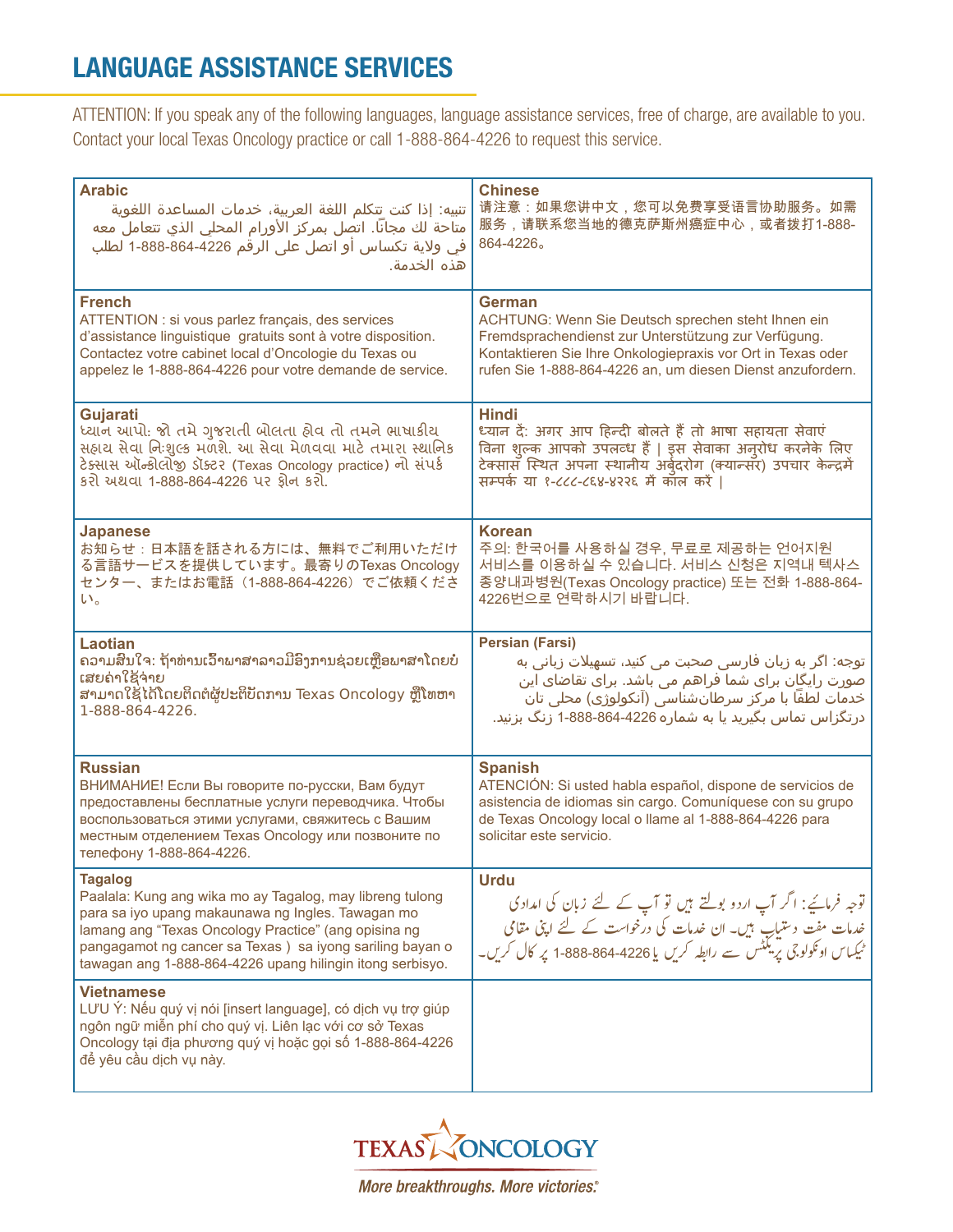# LANGUAGE ASSISTANCE SERVICES

ATTENTION: If you speak any of the following languages, language assistance services, free of charge, are available to you. Contact your local Texas Oncology practice or call 1-888-864-4226 to request this service.

| | |
|---|---|
| **Arabic**<br>تنبيه: إذا كنت تتكلم اللغة العربية، خدمات المساعدة اللغوية متاحة لك مجانًا. اتصل بمركز الأورام المحلي الذي تتعامل معه في ولاية تكساس أو اتصل على الرقم 4226-864-888-1 لطلب هذه الخدمة. | **Chinese**<br>请注意：如果您讲中文，您可以免费享受语言协助服务。如需服务，请联系您当地的德克萨斯州癌症中心，或者拨打1-888-864-4226。 |
| **French**<br>ATTENTION : si vous parlez français, des services d'assistance linguistique gratuits sont à votre disposition. Contactez votre cabinet local d'Oncologie du Texas ou appelez le 1-888-864-4226 pour votre demande de service. | **German**<br>ACHTUNG: Wenn Sie Deutsch sprechen steht Ihnen ein Fremdsprachendienst zur Unterstützung zur Verfügung. Kontaktieren Sie Ihre Onkologiepraxis vor Ort in Texas oder rufen Sie 1-888-864-4226 an, um diesen Dienst anzufordern. |
| **Gujarati**<br>ધ્યાન આપો: જો તમે ગુજરાતી બોલતા હોવ તો તમને ભાષાકીય સહાય સેવા નિઃશુલ્ક મળશે. આ સેવા મેળવવા માટે તમારા સ્થાનિક ટેક્સાસ ઓન્કોલોજી ડોક્ટર (Texas Oncology practice) નો સંપર્ક કરો અથવા 1-888-864-4226 પર ફોન કરો. | **Hindi**<br>ध्यान दें: अगर आप हिन्दी बोलते हैं तो भाषा सहायता सेवाएं विना शुल्क आपको उपलब्ध हैं। इस सेवाका अनुरोध करनेके लिए टेक्सास स्थित अपना स्थानीय अर्बुदरोग (क्यान्सर) उपचार केन्द्रमें सम्पर्क या १-८८८-८६४-४२२६ में काल करें। |
| **Japanese**<br>お知らせ：日本語を話される方には、無料でご利用いただける言語サービスを提供しています。最寄りのTexas Oncologyセンター、またはお電話（1-888-864-4226）でご依頼ください。 | **Korean**<br>주의: 한국어를 사용하실 경우, 무료로 제공하는 언어지원 서비스를 이용하실 수 있습니다. 서비스 신청은 지역내 텍사스 종양내과병원(Texas Oncology practice) 또는 전화 1-888-864-4226번으로 연락하시기 바랍니다. |
| **Laotian**<br>ຄວາມສົນໃຈ: ຖ້າທ່ານເວົ້າພາສາລາວມີອີງການຊ່ວຍເຫຼືອພາສາໂດຍບໍ່ເສຍຄ່າໃຊ້ຈ່າຍ<br>ສາມາດໃຊ້ໄດ້ໂດຍຕິດຕໍ່ຜູ້ປະຕິບັດການ Texas Oncology ຫຼືໂທຫາ 1-888-864-4226. | **Persian (Farsi)**<br>توجه: اگر به زبان فارسی صحبت می کنید، تسهیلات زبانی به صورت رایگان برای شما فراهم می باشد. برای تقاضای این خدمات لطفًا با مرکز سرطان‌شناسی (آنکولوژی) محلی تان درتگزاس تماس بگیرید یا به شماره 4226-864-888-1 زنگ بزنید. |
| **Russian**<br>ВНИМАНИЕ! Если Вы говорите по-русски, Вам будут предоставлены бесплатные услуги переводчика. Чтобы воспользоваться этими услугами, свяжитесь с Вашим местным отделением Texas Oncology или позвоните по телефону 1-888-864-4226. | **Spanish**<br>ATENCIÓN: Si usted habla español, dispone de servicios de asistencia de idiomas sin cargo. Comuníquese con su grupo de Texas Oncology local o llame al 1-888-864-4226 para solicitar este servicio. |
| **Tagalog**<br>Paalala: Kung ang wika mo ay Tagalog, may libreng tulong para sa iyo upang makaunawa ng Ingles. Tawagan mo lamang ang "Texas Oncology Practice" (ang opisina ng pangagamot ng cancer sa Texas ) sa iyong sariling bayan o tawagan ang 1-888-864-4226 upang hilingin itong serbisyo. | **Urdu**<br>توجہ فرمائیے: اگر آپ اردو بولتے ہیں تو آپ کے لئے زبان کی امدادی خدمات مفت دستیاب ہیں۔ ان خدمات کی درخواست کے لئے اپنی مقامی ٹیکساس اونکولوجی پریکٹس سے رابطہ کریں یا 4226-864-888-1 پر کال کریں۔ |
| **Vietnamese**<br>LƯU Ý: Nếu quý vị nói [insert language], có dịch vụ trợ giúp ngôn ngữ miễn phí cho quý vị. Liên lạc với cơ sở Texas Oncology tại địa phương quý vị hoặc gọi số 1-888-864-4226 để yêu cầu dịch vụ này. | |

TEXAS ONCOLOGY

*More breakthroughs. More victories.*®